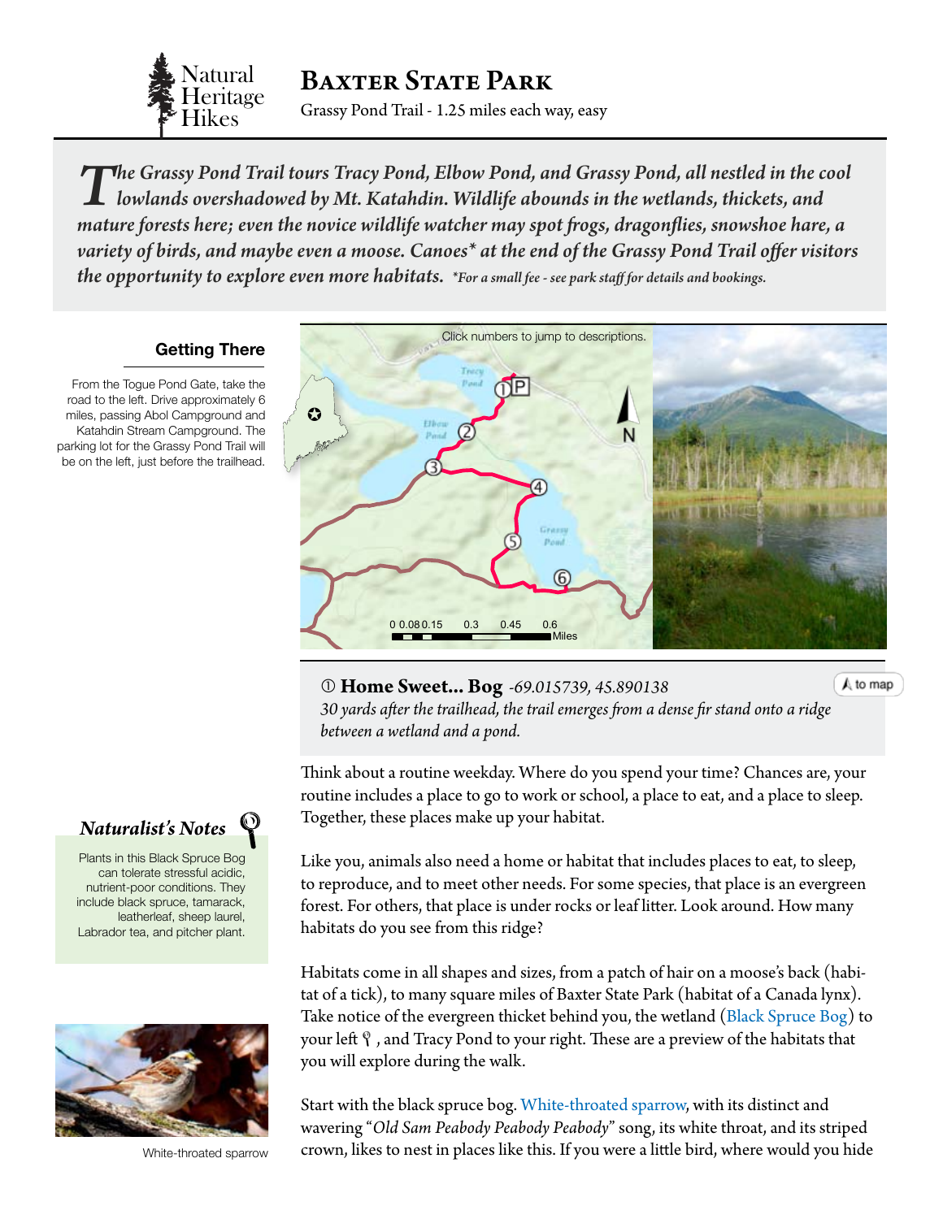Natural Heritage Hikes

# Baxter State Park

Grassy Pond Trail - 1.25 miles each way, easy

***The Grassy Pond Trail tours Tracy Pond, Elbow Pond, and Grassy Pond, all nestled in the cool lowlands overshadowed by Mt. Katahdin. Wildlife abounds in the wetlands, thickets, and mature forests here; even the novice wildlife watcher may spot frogs, dragonflies, snowshoe hare, a variety of birds, and maybe even a moose. Canoes\* at the end of the Grassy Pond Trail offer visitors the opportunity to explore even more habitats.*** *\*For a small fee - see park staff for details and bookings.*

### Getting There

From the Togue Pond Gate, take the road to the left. Drive approximately 6 miles, passing Abol Campground and Katahdin Stream Campground. The parking lot for the Grassy Pond Trail will be on the left, just before the trailhead.

Click numbers to jump to descriptions.

Tracy Pond · Elbow Pond · Grassy Pond · P · N

0 0.08 0.15 0.3 0.45 0.6 Miles

## ① Home Sweet... Bog *-69.015739, 45.890138*

to map

*30 yards after the trailhead, the trail emerges from a dense fir stand onto a ridge between a wetland and a pond.*

Think about a routine weekday. Where do you spend your time? Chances are, your routine includes a place to go to work or school, a place to eat, and a place to sleep. Together, these places make up your habitat.

Like you, animals also need a home or habitat that includes places to eat, to sleep, to reproduce, and to meet other needs. For some species, that place is an evergreen forest. For others, that place is under rocks or leaf litter. Look around. How many habitats do you see from this ridge?

Habitats come in all shapes and sizes, from a patch of hair on a moose's back (habitat of a tick), to many square miles of Baxter State Park (habitat of a Canada lynx). Take notice of the evergreen thicket behind you, the wetland (Black Spruce Bog) to your left, and Tracy Pond to your right. These are a preview of the habitats that you will explore during the walk.

Start with the black spruce bog. White-throated sparrow, with its distinct and wavering "*Old Sam Peabody Peabody Peabody*" song, its white throat, and its striped crown, likes to nest in places like this. If you were a little bird, where would you hide

### *Naturalist's Notes*

Plants in this Black Spruce Bog can tolerate stressful acidic, nutrient-poor conditions. They include black spruce, tamarack, leatherleaf, sheep laurel, Labrador tea, and pitcher plant.

White-throated sparrow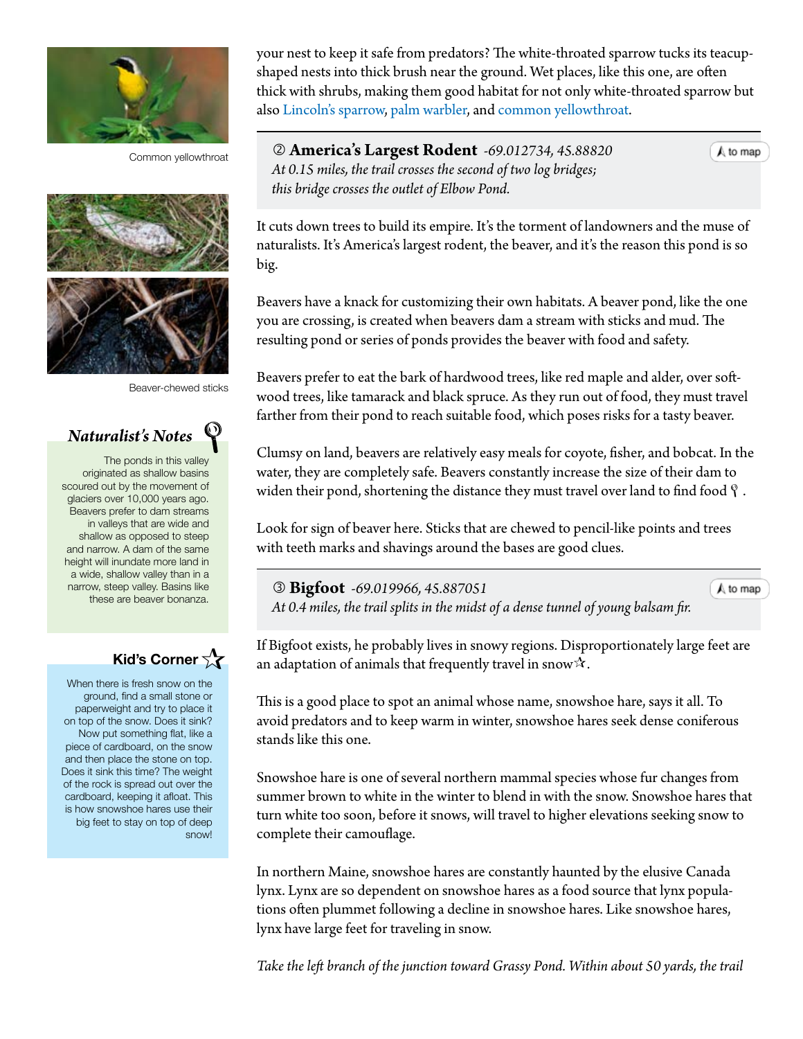your nest to keep it safe from predators? The white-throated sparrow tucks its teacup-shaped nests into thick brush near the ground. Wet places, like this one, are often thick with shrubs, making them good habitat for not only white-throated sparrow but also Lincoln's sparrow, palm warbler, and common yellowthroat.

Common yellowthroat

## ② America's Largest Rodent *-69.012734, 45.88820*

*At 0.15 miles, the trail crosses the second of two log bridges; this bridge crosses the outlet of Elbow Pond.*

to map

It cuts down trees to build its empire. It's the torment of landowners and the muse of naturalists. It's America's largest rodent, the beaver, and it's the reason this pond is so big.

Beavers have a knack for customizing their own habitats. A beaver pond, like the one you are crossing, is created when beavers dam a stream with sticks and mud. The resulting pond or series of ponds provides the beaver with food and safety.

Beavers prefer to eat the bark of hardwood trees, like red maple and alder, over softwood trees, like tamarack and black spruce. As they run out of food, they must travel farther from their pond to reach suitable food, which poses risks for a tasty beaver.

Clumsy on land, beavers are relatively easy meals for coyote, fisher, and bobcat. In the water, they are completely safe. Beavers constantly increase the size of their dam to widen their pond, shortening the distance they must travel over land to find food.

Look for sign of beaver here. Sticks that are chewed to pencil-like points and trees with teeth marks and shavings around the bases are good clues.

Beaver-chewed sticks

### *Naturalist's Notes*

The ponds in this valley originated as shallow basins scoured out by the movement of glaciers over 10,000 years ago. Beavers prefer to dam streams in valleys that are wide and shallow as opposed to steep and narrow. A dam of the same height will inundate more land in a wide, shallow valley than in a narrow, steep valley. Basins like these are beaver bonanza.

## ③ Bigfoot *-69.019966, 45.887051*

*At 0.4 miles, the trail splits in the midst of a dense tunnel of young balsam fir.*

to map

If Bigfoot exists, he probably lives in snowy regions. Disproportionately large feet are an adaptation of animals that frequently travel in snow.

This is a good place to spot an animal whose name, snowshoe hare, says it all. To avoid predators and to keep warm in winter, snowshoe hares seek dense coniferous stands like this one.

Snowshoe hare is one of several northern mammal species whose fur changes from summer brown to white in the winter to blend in with the snow. Snowshoe hares that turn white too soon, before it snows, will travel to higher elevations seeking snow to complete their camouflage.

In northern Maine, snowshoe hares are constantly haunted by the elusive Canada lynx. Lynx are so dependent on snowshoe hares as a food source that lynx populations often plummet following a decline in snowshoe hares. Like snowshoe hares, lynx have large feet for traveling in snow.

### Kid's Corner

When there is fresh snow on the ground, find a small stone or paperweight and try to place it on top of the snow. Does it sink? Now put something flat, like a piece of cardboard, on the snow and then place the stone on top. Does it sink this time? The weight of the rock is spread out over the cardboard, keeping it afloat. This is how snowshoe hares use their big feet to stay on top of deep snow!

*Take the left branch of the junction toward Grassy Pond. Within about 50 yards, the trail*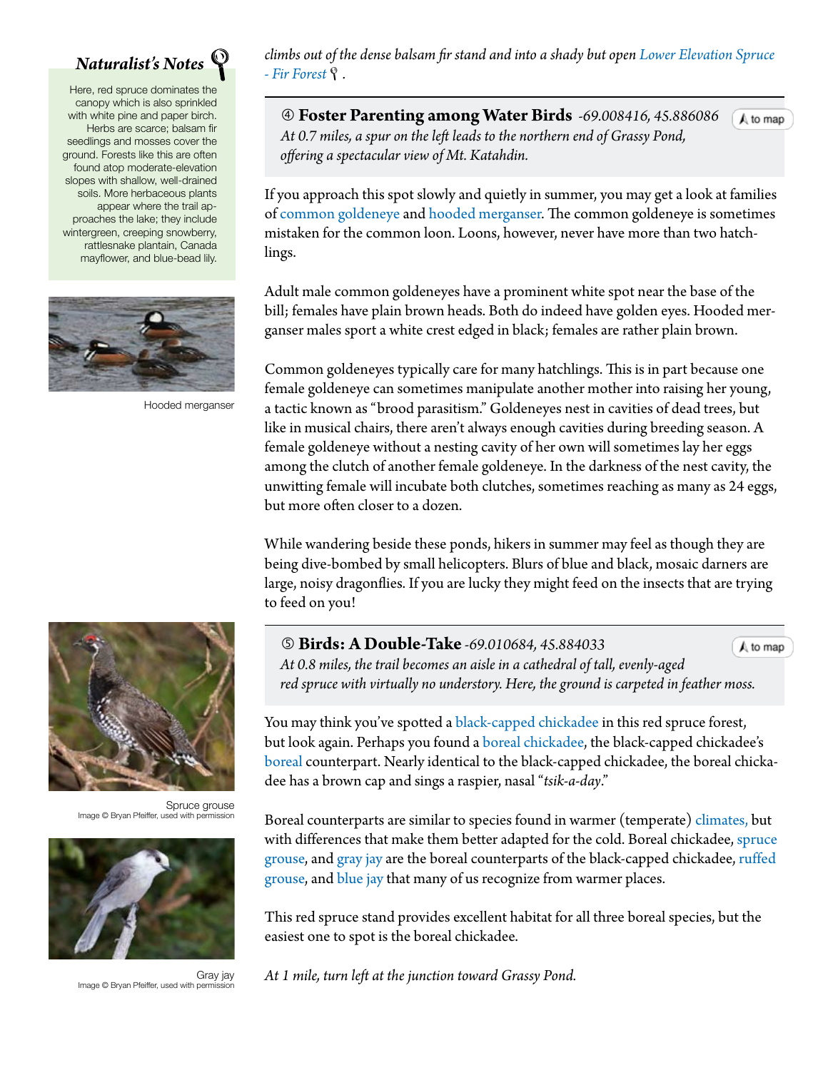*climbs out of the dense balsam fir stand and into a shady but open Lower Elevation Spruce - Fir Forest .*

## Naturalist's Notes

Here, red spruce dominates the canopy which is also sprinkled with white pine and paper birch. Herbs are scarce; balsam fir seedlings and mosses cover the ground. Forests like this are often found atop moderate-elevation slopes with shallow, well-drained soils. More herbaceous plants appear where the trail approaches the lake; they include wintergreen, creeping snowberry, rattlesnake plantain, Canada mayflower, and blue-bead lily.

Hooded merganser

### ④ Foster Parenting among Water Birds *-69.008416, 45.886086*

to map

*At 0.7 miles, a spur on the left leads to the northern end of Grassy Pond, offering a spectacular view of Mt. Katahdin.*

If you approach this spot slowly and quietly in summer, you may get a look at families of common goldeneye and hooded merganser. The common goldeneye is sometimes mistaken for the common loon. Loons, however, never have more than two hatchlings.

Adult male common goldeneyes have a prominent white spot near the base of the bill; females have plain brown heads. Both do indeed have golden eyes. Hooded merganser males sport a white crest edged in black; females are rather plain brown.

Common goldeneyes typically care for many hatchlings. This is in part because one female goldeneye can sometimes manipulate another mother into raising her young, a tactic known as "brood parasitism." Goldeneyes nest in cavities of dead trees, but like in musical chairs, there aren't always enough cavities during breeding season. A female goldeneye without a nesting cavity of her own will sometimes lay her eggs among the clutch of another female goldeneye. In the darkness of the nest cavity, the unwitting female will incubate both clutches, sometimes reaching as many as 24 eggs, but more often closer to a dozen.

While wandering beside these ponds, hikers in summer may feel as though they are being dive-bombed by small helicopters. Blurs of blue and black, mosaic darners are large, noisy dragonflies. If you are lucky they might feed on the insects that are trying to feed on you!

### ⑤ Birds: A Double-Take *-69.010684, 45.884033*

to map

*At 0.8 miles, the trail becomes an aisle in a cathedral of tall, evenly-aged red spruce with virtually no understory. Here, the ground is carpeted in feather moss.*

You may think you've spotted a black-capped chickadee in this red spruce forest, but look again. Perhaps you found a boreal chickadee, the black-capped chickadee's boreal counterpart. Nearly identical to the black-capped chickadee, the boreal chickadee has a brown cap and sings a raspier, nasal "*tsik-a-day*."

Boreal counterparts are similar to species found in warmer (temperate) climates, but with differences that make them better adapted for the cold. Boreal chickadee, spruce grouse, and gray jay are the boreal counterparts of the black-capped chickadee, ruffed grouse, and blue jay that many of us recognize from warmer places.

This red spruce stand provides excellent habitat for all three boreal species, but the easiest one to spot is the boreal chickadee.

Spruce grouse
Image © Bryan Pfeiffer, used with permission

Gray jay
Image © Bryan Pfeiffer, used with permission

*At 1 mile, turn left at the junction toward Grassy Pond.*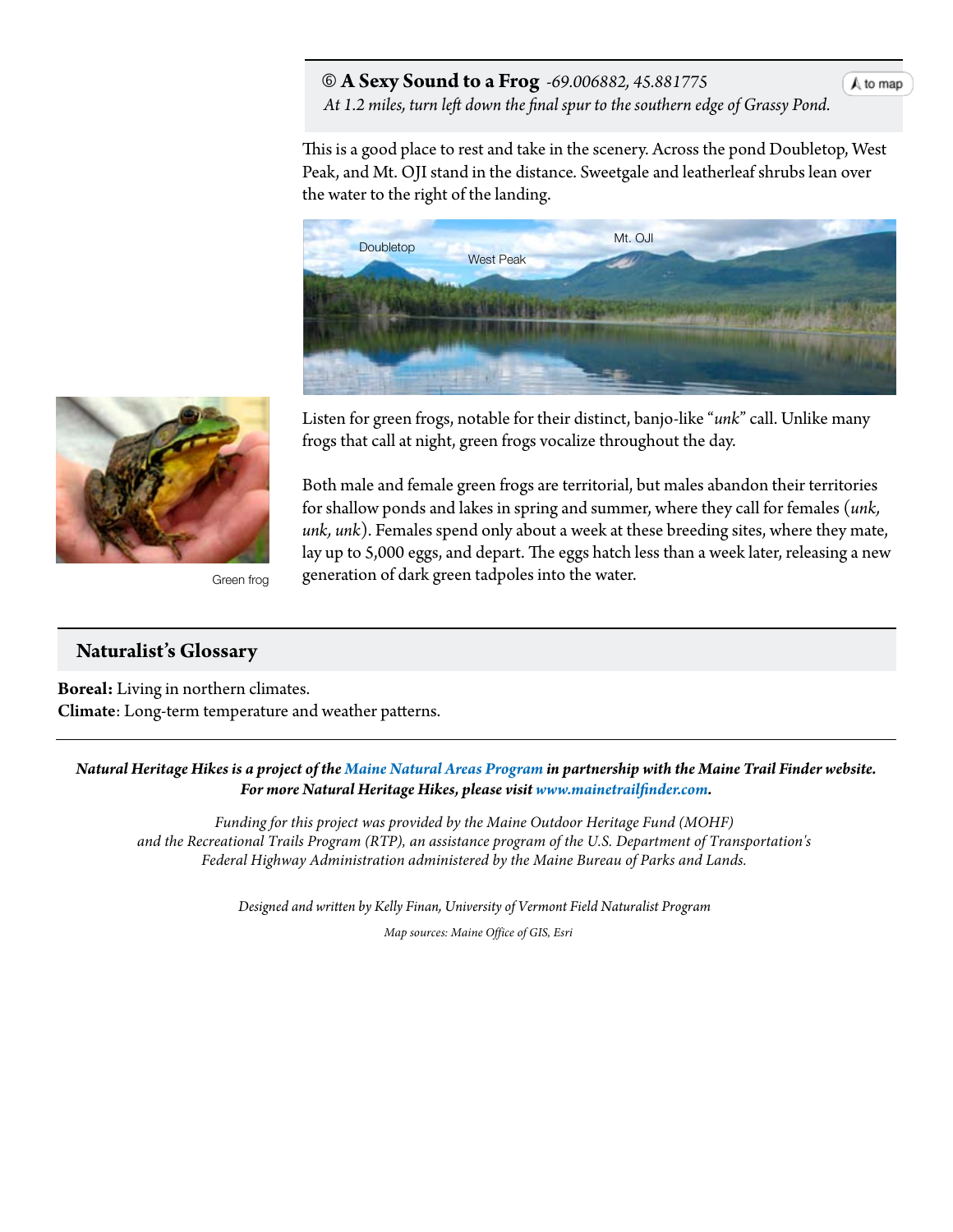## ⑥ A Sexy Sound to a Frog *-69.006882, 45.881775*

*At 1.2 miles, turn left down the final spur to the southern edge of Grassy Pond.*

to map

This is a good place to rest and take in the scenery. Across the pond Doubletop, West Peak, and Mt. OJI stand in the distance. Sweetgale and leatherleaf shrubs lean over the water to the right of the landing.

Doubletop

West Peak

Mt. OJI

Listen for green frogs, notable for their distinct, banjo-like "*unk*" call. Unlike many frogs that call at night, green frogs vocalize throughout the day.

Both male and female green frogs are territorial, but males abandon their territories for shallow ponds and lakes in spring and summer, where they call for females (*unk, unk, unk*). Females spend only about a week at these breeding sites, where they mate, lay up to 5,000 eggs, and depart. The eggs hatch less than a week later, releasing a new generation of dark green tadpoles into the water.

Green frog

## Naturalist's Glossary

**Boreal:** Living in northern climates.
**Climate**: Long-term temperature and weather patterns.

***Natural Heritage Hikes is a project of the Maine Natural Areas Program in partnership with the Maine Trail Finder website. For more Natural Heritage Hikes, please visit www.mainetrailfinder.com.***

*Funding for this project was provided by the Maine Outdoor Heritage Fund (MOHF) and the Recreational Trails Program (RTP), an assistance program of the U.S. Department of Transportation's Federal Highway Administration administered by the Maine Bureau of Parks and Lands.*

*Designed and written by Kelly Finan, University of Vermont Field Naturalist Program*

*Map sources: Maine Office of GIS, Esri*